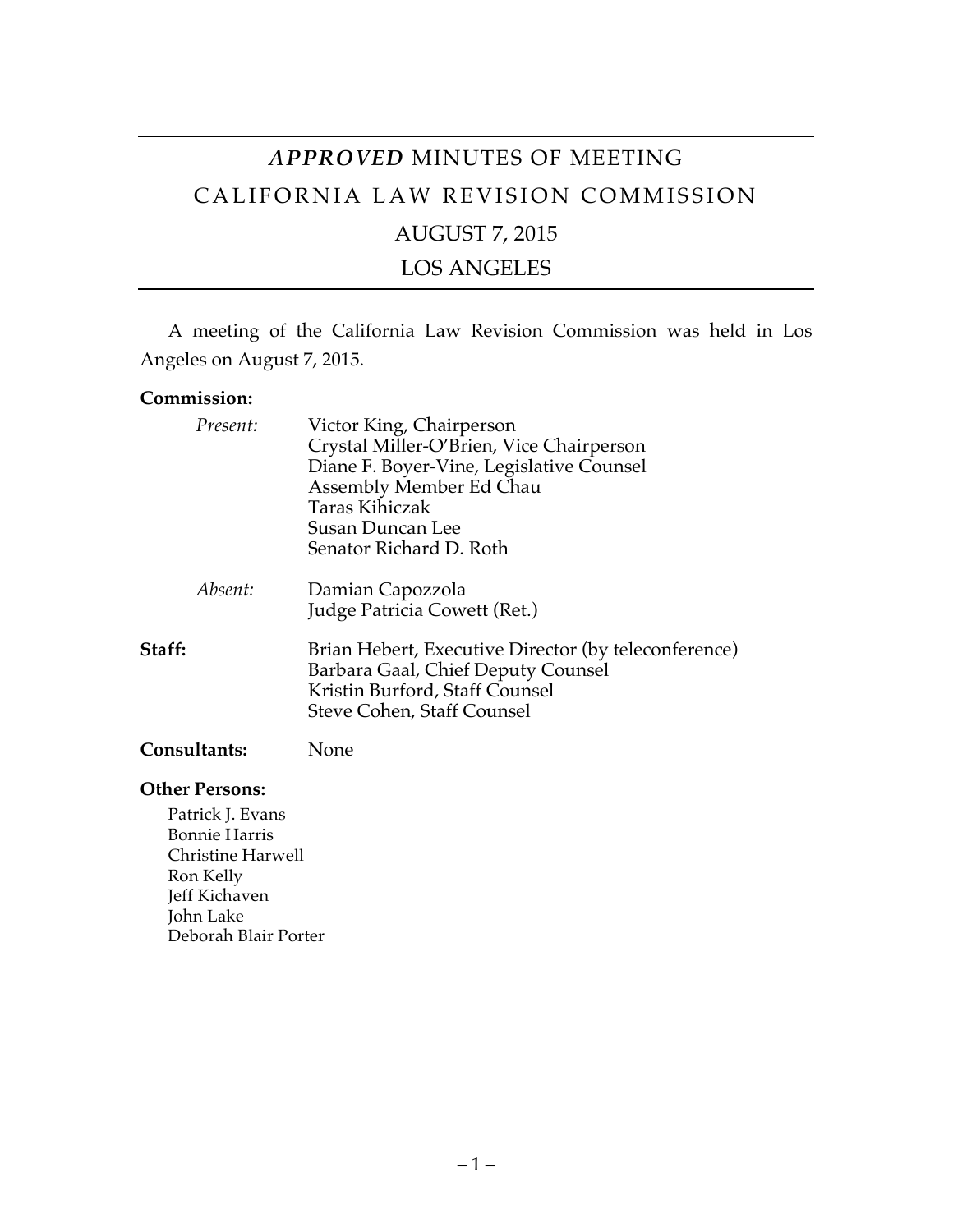# *APPROVED* MINUTES OF MEETING

# CALIFORNIA LAW REVISION COMMISSION

## AUGUST 7, 2015

## LOS ANGELES

A meeting of the California Law Revision Commission was held in Los Angeles on August 7, 2015.

**Commission:**

*Present:*
- Victor King, Chairperson
- Crystal Miller-O'Brien, Vice Chairperson
- Diane F. Boyer-Vine, Legislative Counsel
- Assembly Member Ed Chau
- Taras Kihiczak
- Susan Duncan Lee
- Senator Richard D. Roth

*Absent:*
- Damian Capozzola
- Judge Patricia Cowett (Ret.)

**Staff:**
- Brian Hebert, Executive Director (by teleconference)
- Barbara Gaal, Chief Deputy Counsel
- Kristin Burford, Staff Counsel
- Steve Cohen, Staff Counsel

**Consultants:** None

**Other Persons:**

- Patrick J. Evans
- Bonnie Harris
- Christine Harwell
- Ron Kelly
- Jeff Kichaven
- John Lake
- Deborah Blair Porter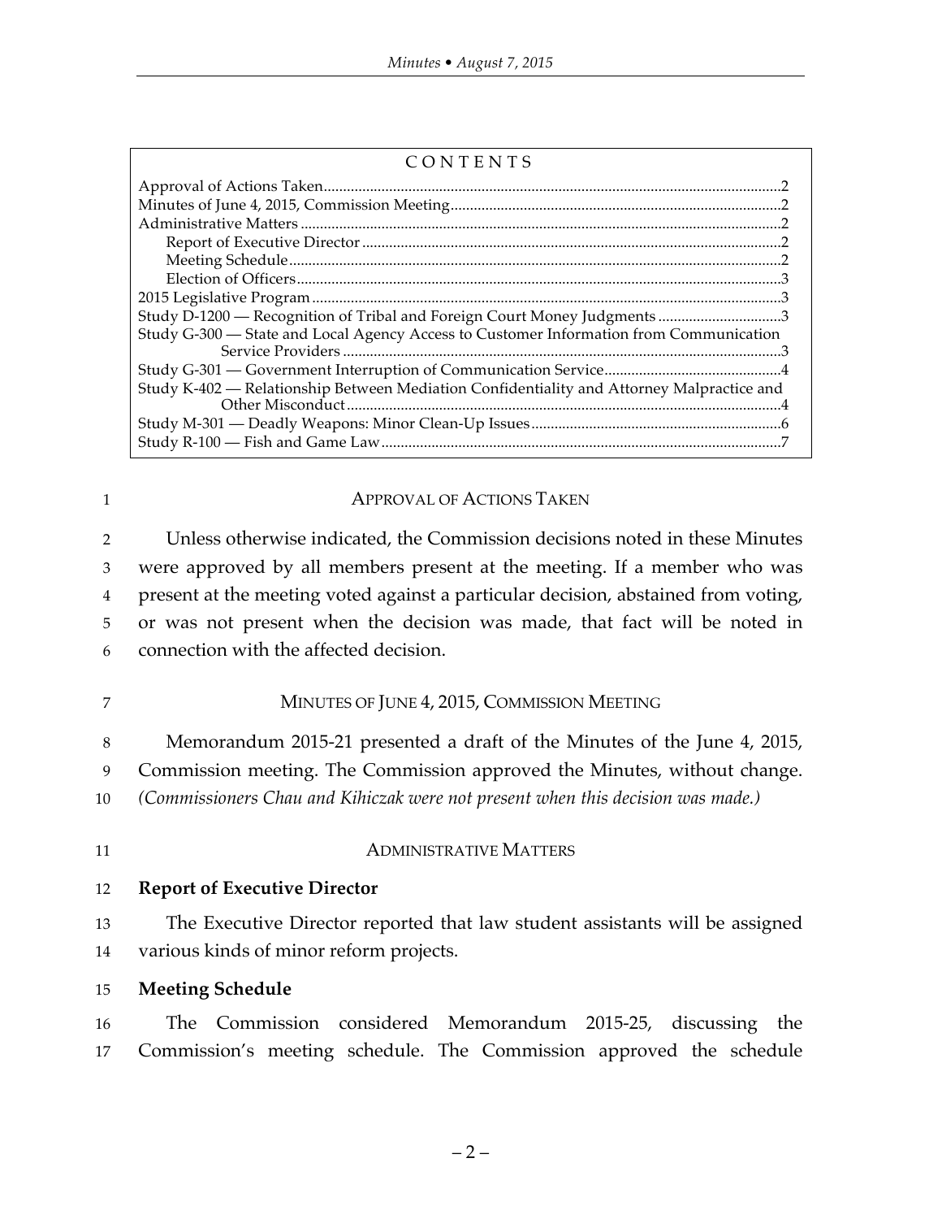CONTENTS

Approval of Actions Taken ........ 2
Minutes of June 4, 2015, Commission Meeting ........ 2
Administrative Matters ........ 2
  Report of Executive Director ........ 2
  Meeting Schedule ........ 2
  Election of Officers ........ 3
2015 Legislative Program ........ 3
Study D-1200 — Recognition of Tribal and Foreign Court Money Judgments ........ 3
Study G-300 — State and Local Agency Access to Customer Information from Communication Service Providers ........ 3
Study G-301 — Government Interruption of Communication Service ........ 4
Study K-402 — Relationship Between Mediation Confidentiality and Attorney Malpractice and Other Misconduct ........ 4
Study M-301 — Deadly Weapons: Minor Clean-Up Issues ........ 6
Study R-100 — Fish and Game Law ........ 7

## APPROVAL OF ACTIONS TAKEN

Unless otherwise indicated, the Commission decisions noted in these Minutes were approved by all members present at the meeting. If a member who was present at the meeting voted against a particular decision, abstained from voting, or was not present when the decision was made, that fact will be noted in connection with the affected decision.

## MINUTES OF JUNE 4, 2015, COMMISSION MEETING

Memorandum 2015-21 presented a draft of the Minutes of the June 4, 2015, Commission meeting. The Commission approved the Minutes, without change. *(Commissioners Chau and Kihiczak were not present when this decision was made.)*

## ADMINISTRATIVE MATTERS

### Report of Executive Director

The Executive Director reported that law student assistants will be assigned various kinds of minor reform projects.

### Meeting Schedule

The Commission considered Memorandum 2015-25, discussing the Commission's meeting schedule. The Commission approved the schedule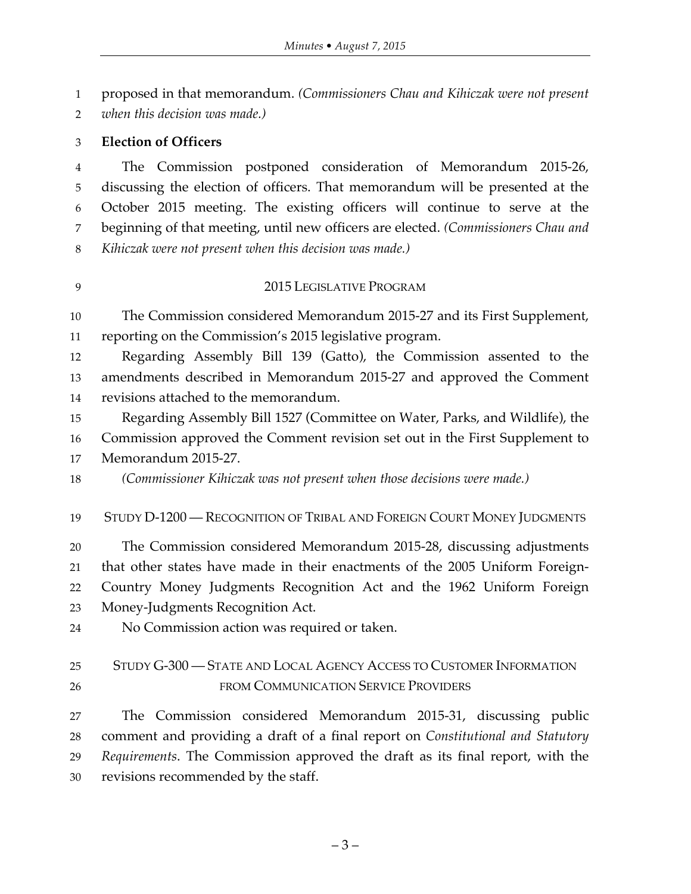proposed in that memorandum. *(Commissioners Chau and Kihiczak were not present when this decision was made.)*

**Election of Officers**

The Commission postponed consideration of Memorandum 2015-26, discussing the election of officers. That memorandum will be presented at the October 2015 meeting. The existing officers will continue to serve at the beginning of that meeting, until new officers are elected. *(Commissioners Chau and Kihiczak were not present when this decision was made.)*

## 2015 LEGISLATIVE PROGRAM

The Commission considered Memorandum 2015-27 and its First Supplement, reporting on the Commission's 2015 legislative program.

Regarding Assembly Bill 139 (Gatto), the Commission assented to the amendments described in Memorandum 2015-27 and approved the Comment revisions attached to the memorandum.

Regarding Assembly Bill 1527 (Committee on Water, Parks, and Wildlife), the Commission approved the Comment revision set out in the First Supplement to Memorandum 2015-27.

*(Commissioner Kihiczak was not present when those decisions were made.)*

## STUDY D-1200 — RECOGNITION OF TRIBAL AND FOREIGN COURT MONEY JUDGMENTS

The Commission considered Memorandum 2015-28, discussing adjustments that other states have made in their enactments of the 2005 Uniform Foreign-Country Money Judgments Recognition Act and the 1962 Uniform Foreign Money-Judgments Recognition Act.

No Commission action was required or taken.

## STUDY G-300 — STATE AND LOCAL AGENCY ACCESS TO CUSTOMER INFORMATION FROM COMMUNICATION SERVICE PROVIDERS

The Commission considered Memorandum 2015-31, discussing public comment and providing a draft of a final report on *Constitutional and Statutory Requirements*. The Commission approved the draft as its final report, with the revisions recommended by the staff.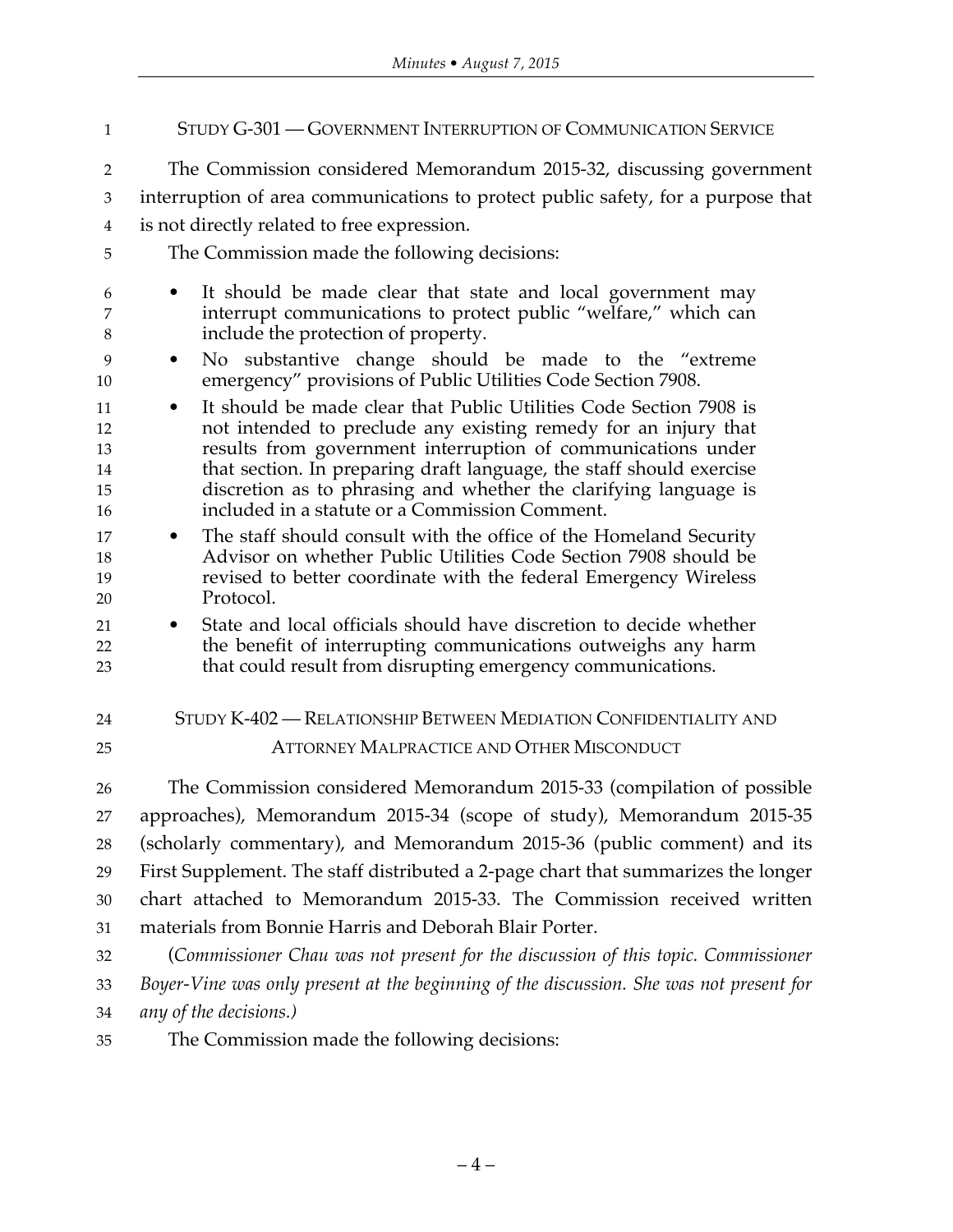## STUDY G-301 — GOVERNMENT INTERRUPTION OF COMMUNICATION SERVICE

The Commission considered Memorandum 2015-32, discussing government interruption of area communications to protect public safety, for a purpose that is not directly related to free expression.

The Commission made the following decisions:

- It should be made clear that state and local government may interrupt communications to protect public "welfare," which can include the protection of property.
- No substantive change should be made to the "extreme emergency" provisions of Public Utilities Code Section 7908.
- It should be made clear that Public Utilities Code Section 7908 is not intended to preclude any existing remedy for an injury that results from government interruption of communications under that section. In preparing draft language, the staff should exercise discretion as to phrasing and whether the clarifying language is included in a statute or a Commission Comment.
- The staff should consult with the office of the Homeland Security Advisor on whether Public Utilities Code Section 7908 should be revised to better coordinate with the federal Emergency Wireless Protocol.
- State and local officials should have discretion to decide whether the benefit of interrupting communications outweighs any harm that could result from disrupting emergency communications.

## STUDY K-402 — RELATIONSHIP BETWEEN MEDIATION CONFIDENTIALITY AND ATTORNEY MALPRACTICE AND OTHER MISCONDUCT

The Commission considered Memorandum 2015-33 (compilation of possible approaches), Memorandum 2015-34 (scope of study), Memorandum 2015-35 (scholarly commentary), and Memorandum 2015-36 (public comment) and its First Supplement. The staff distributed a 2-page chart that summarizes the longer chart attached to Memorandum 2015-33. The Commission received written materials from Bonnie Harris and Deborah Blair Porter.

(*Commissioner Chau was not present for the discussion of this topic. Commissioner Boyer-Vine was only present at the beginning of the discussion. She was not present for any of the decisions.*)

The Commission made the following decisions: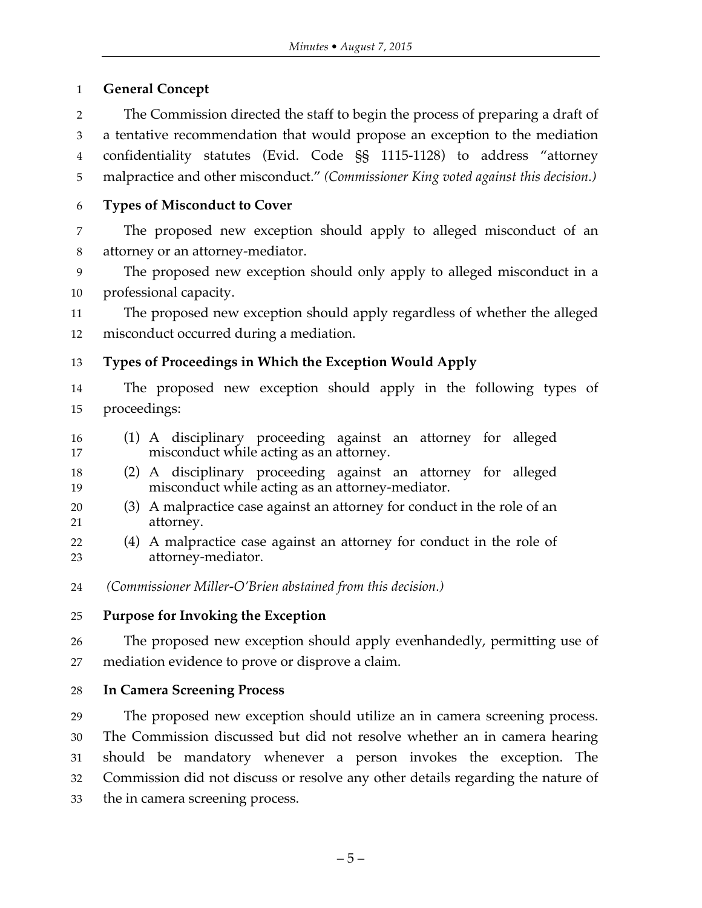**General Concept**

The Commission directed the staff to begin the process of preparing a draft of a tentative recommendation that would propose an exception to the mediation confidentiality statutes (Evid. Code §§ 1115-1128) to address "attorney malpractice and other misconduct." *(Commissioner King voted against this decision.)*

**Types of Misconduct to Cover**

The proposed new exception should apply to alleged misconduct of an attorney or an attorney-mediator.

The proposed new exception should only apply to alleged misconduct in a professional capacity.

The proposed new exception should apply regardless of whether the alleged misconduct occurred during a mediation.

**Types of Proceedings in Which the Exception Would Apply**

The proposed new exception should apply in the following types of proceedings:

(1) A disciplinary proceeding against an attorney for alleged misconduct while acting as an attorney.

(2) A disciplinary proceeding against an attorney for alleged misconduct while acting as an attorney-mediator.

(3) A malpractice case against an attorney for conduct in the role of an attorney.

(4) A malpractice case against an attorney for conduct in the role of attorney-mediator.

*(Commissioner Miller-O'Brien abstained from this decision.)*

**Purpose for Invoking the Exception**

The proposed new exception should apply evenhandedly, permitting use of mediation evidence to prove or disprove a claim.

**In Camera Screening Process**

The proposed new exception should utilize an in camera screening process. The Commission discussed but did not resolve whether an in camera hearing should be mandatory whenever a person invokes the exception. The Commission did not discuss or resolve any other details regarding the nature of the in camera screening process.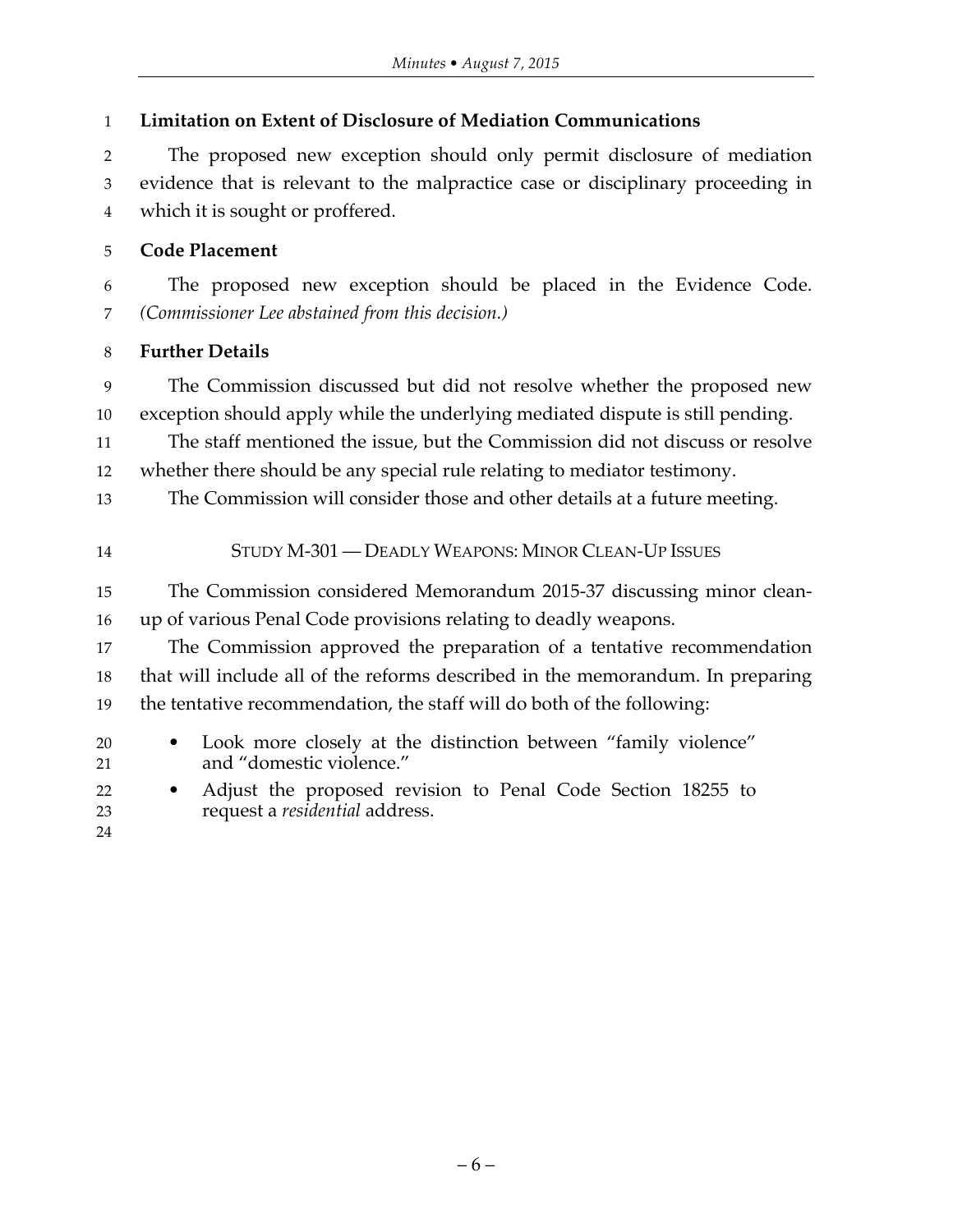**Limitation on Extent of Disclosure of Mediation Communications**

The proposed new exception should only permit disclosure of mediation evidence that is relevant to the malpractice case or disciplinary proceeding in which it is sought or proffered.

**Code Placement**

The proposed new exception should be placed in the Evidence Code. *(Commissioner Lee abstained from this decision.)*

**Further Details**

The Commission discussed but did not resolve whether the proposed new exception should apply while the underlying mediated dispute is still pending.

The staff mentioned the issue, but the Commission did not discuss or resolve whether there should be any special rule relating to mediator testimony.

The Commission will consider those and other details at a future meeting.

## STUDY M-301 — DEADLY WEAPONS: MINOR CLEAN-UP ISSUES

The Commission considered Memorandum 2015-37 discussing minor clean-up of various Penal Code provisions relating to deadly weapons.

The Commission approved the preparation of a tentative recommendation that will include all of the reforms described in the memorandum. In preparing the tentative recommendation, the staff will do both of the following:

- Look more closely at the distinction between "family violence" and "domestic violence."
- Adjust the proposed revision to Penal Code Section 18255 to request a *residential* address.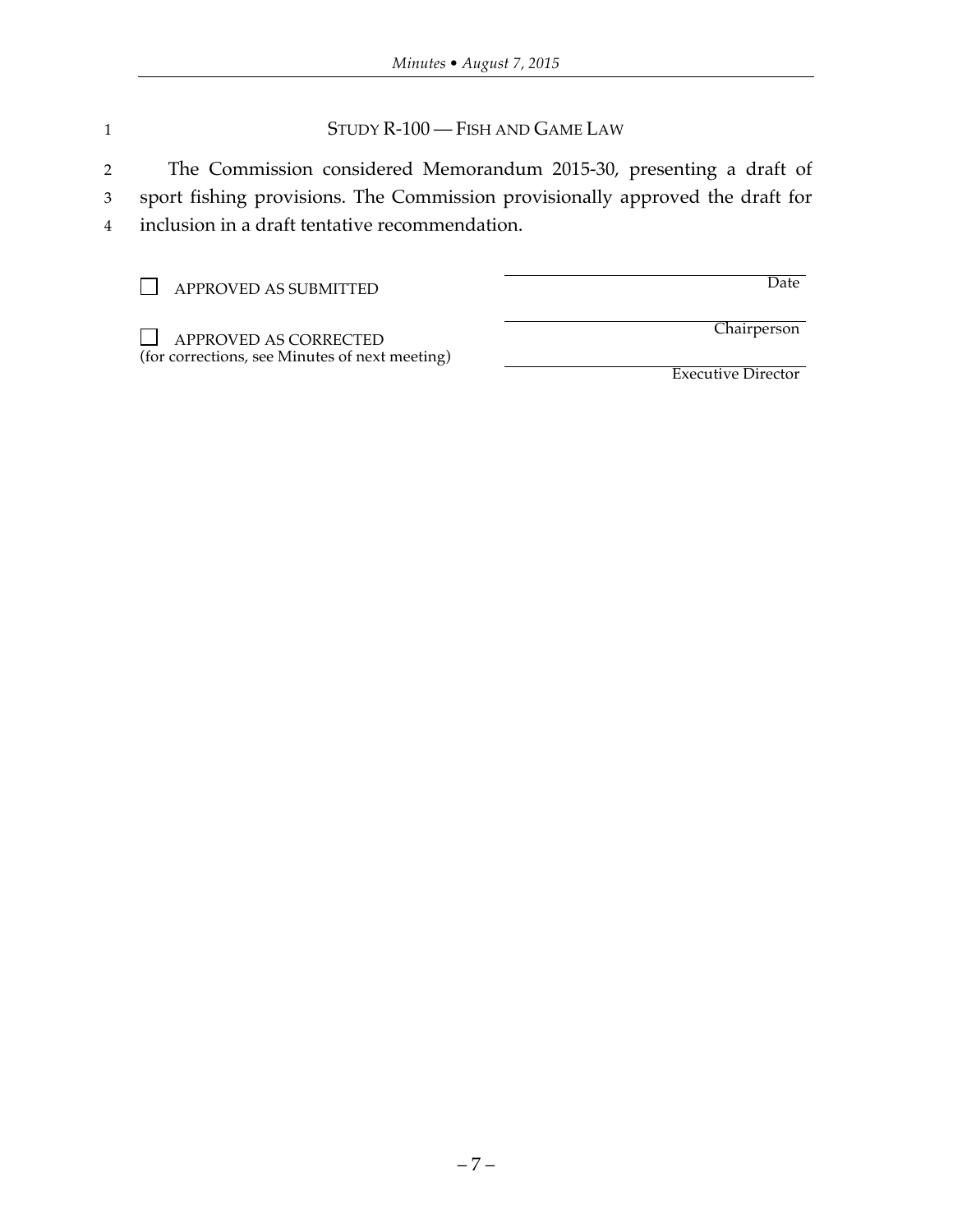## STUDY R-100 — FISH AND GAME LAW

The Commission considered Memorandum 2015-30, presenting a draft of sport fishing provisions. The Commission provisionally approved the draft for inclusion in a draft tentative recommendation.

☐ APPROVED AS SUBMITTED

☐ APPROVED AS CORRECTED
(for corrections, see Minutes of next meeting)

_______________________
Date

_______________________
Chairperson

_______________________
Executive Director